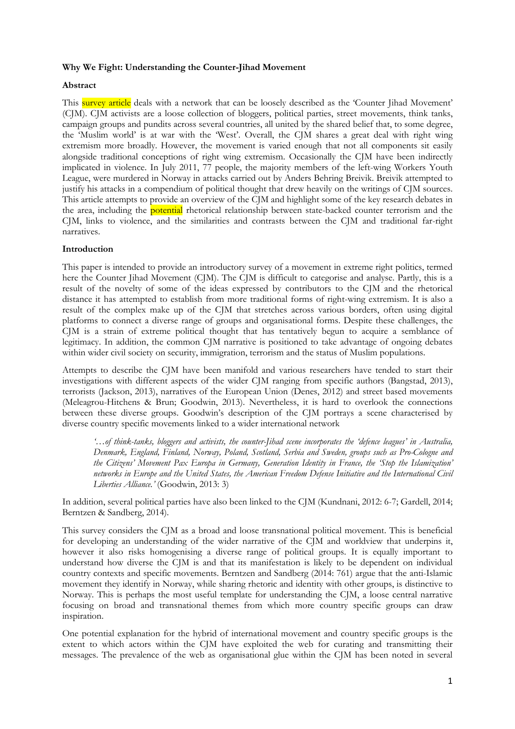**Why We Fight: Understanding the Counter-Jihad Movement**

**Abstract**

This survey article deals with a network that can be loosely described as the 'Counter Jihad Movement' (CJM). CJM activists are a loose collection of bloggers, political parties, street movements, think tanks, campaign groups and pundits across several countries, all united by the shared belief that, to some degree, the 'Muslim world' is at war with the 'West'. Overall, the CJM shares a great deal with right wing extremism more broadly. However, the movement is varied enough that not all components sit easily alongside traditional conceptions of right wing extremism. Occasionally the CJM have been indirectly implicated in violence. In July 2011, 77 people, the majority members of the left-wing Workers Youth League, were murdered in Norway in attacks carried out by Anders Behring Breivik. Breivik attempted to justify his attacks in a compendium of political thought that drew heavily on the writings of CJM sources. This article attempts to provide an overview of the CJM and highlight some of the key research debates in the area, including the potential rhetorical relationship between state-backed counter terrorism and the CJM, links to violence, and the similarities and contrasts between the CJM and traditional far-right narratives.

**Introduction**

This paper is intended to provide an introductory survey of a movement in extreme right politics, termed here the Counter Jihad Movement (CJM). The CJM is difficult to categorise and analyse. Partly, this is a result of the novelty of some of the ideas expressed by contributors to the CJM and the rhetorical distance it has attempted to establish from more traditional forms of right-wing extremism. It is also a result of the complex make up of the CJM that stretches across various borders, often using digital platforms to connect a diverse range of groups and organisational forms. Despite these challenges, the CJM is a strain of extreme political thought that has tentatively begun to acquire a semblance of legitimacy. In addition, the common CJM narrative is positioned to take advantage of ongoing debates within wider civil society on security, immigration, terrorism and the status of Muslim populations.

Attempts to describe the CJM have been manifold and various researchers have tended to start their investigations with different aspects of the wider CJM ranging from specific authors (Bangstad, 2013), terrorists (Jackson, 2013), narratives of the European Union (Denes, 2012) and street based movements (Meleagrou-Hitchens & Brun; Goodwin, 2013). Nevertheless, it is hard to overlook the connections between these diverse groups. Goodwin's description of the CJM portrays a scene characterised by diverse country specific movements linked to a wider international network

> *'…of think-tanks, bloggers and activists, the counter-Jihad scene incorporates the 'defence leagues' in Australia, Denmark, England, Finland, Norway, Poland, Scotland, Serbia and Sweden, groups such as Pro-Cologne and the Citizens' Movement Pax Europa in Germany, Generation Identity in France, the 'Stop the Islamization' networks in Europe and the United States, the American Freedom Defense Initiative and the International Civil Liberties Alliance.'* (Goodwin, 2013: 3)

In addition, several political parties have also been linked to the CJM (Kundnani, 2012: 6-7; Gardell, 2014; Berntzen & Sandberg, 2014).

This survey considers the CJM as a broad and loose transnational political movement. This is beneficial for developing an understanding of the wider narrative of the CJM and worldview that underpins it, however it also risks homogenising a diverse range of political groups. It is equally important to understand how diverse the CJM is and that its manifestation is likely to be dependent on individual country contexts and specific movements. Berntzen and Sandberg (2014: 761) argue that the anti-Islamic movement they identify in Norway, while sharing rhetoric and identity with other groups, is distinctive to Norway. This is perhaps the most useful template for understanding the CJM, a loose central narrative focusing on broad and transnational themes from which more country specific groups can draw inspiration.

One potential explanation for the hybrid of international movement and country specific groups is the extent to which actors within the CJM have exploited the web for curating and transmitting their messages. The prevalence of the web as organisational glue within the CJM has been noted in several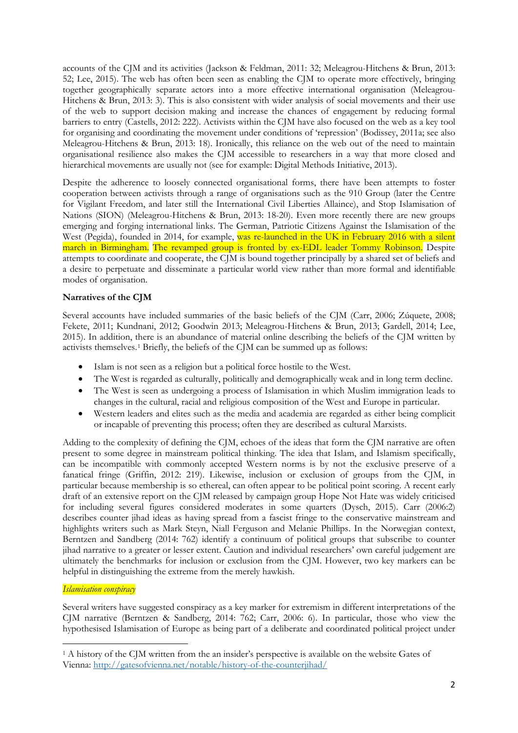accounts of the CJM and its activities (Jackson & Feldman, 2011: 32; Meleagrou-Hitchens & Brun, 2013: 52; Lee, 2015). The web has often been seen as enabling the CJM to operate more effectively, bringing together geographically separate actors into a more effective international organisation (Meleagrou-Hitchens & Brun, 2013: 3). This is also consistent with wider analysis of social movements and their use of the web to support decision making and increase the chances of engagement by reducing formal barriers to entry (Castells, 2012: 222). Activists within the CJM have also focused on the web as a key tool for organising and coordinating the movement under conditions of 'repression' (Bodissey, 2011a; see also Meleagrou-Hitchens & Brun, 2013: 18). Ironically, this reliance on the web out of the need to maintain organisational resilience also makes the CJM accessible to researchers in a way that more closed and hierarchical movements are usually not (see for example: Digital Methods Initiative, 2013).

Despite the adherence to loosely connected organisational forms, there have been attempts to foster cooperation between activists through a range of organisations such as the 910 Group (later the Centre for Vigilant Freedom, and later still the International Civil Liberties Allaince), and Stop Islamisation of Nations (SION) (Meleagrou-Hitchens & Brun, 2013: 18-20). Even more recently there are new groups emerging and forging international links. The German, Patriotic Citizens Against the Islamisation of the West (Pegida), founded in 2014, for example, was re-launched in the UK in February 2016 with a silent march in Birmingham. The revamped group is fronted by ex-EDL leader Tommy Robinson. Despite attempts to coordinate and cooperate, the CJM is bound together principally by a shared set of beliefs and a desire to perpetuate and disseminate a particular world view rather than more formal and identifiable modes of organisation.

**Narratives of the CJM**

Several accounts have included summaries of the basic beliefs of the CJM (Carr, 2006; Zúquete, 2008; Fekete, 2011; Kundnani, 2012; Goodwin 2013; Meleagrou-Hitchens & Brun, 2013; Gardell, 2014; Lee, 2015). In addition, there is an abundance of material online describing the beliefs of the CJM written by activists themselves.[1] Briefly, the beliefs of the CJM can be summed up as follows:

- Islam is not seen as a religion but a political force hostile to the West.
- The West is regarded as culturally, politically and demographically weak and in long term decline.
- The West is seen as undergoing a process of Islamisation in which Muslim immigration leads to changes in the cultural, racial and religious composition of the West and Europe in particular.
- Western leaders and elites such as the media and academia are regarded as either being complicit or incapable of preventing this process; often they are described as cultural Marxists.

Adding to the complexity of defining the CJM, echoes of the ideas that form the CJM narrative are often present to some degree in mainstream political thinking. The idea that Islam, and Islamism specifically, can be incompatible with commonly accepted Western norms is by not the exclusive preserve of a fanatical fringe (Griffin, 2012: 219). Likewise, inclusion or exclusion of groups from the CJM, in particular because membership is so ethereal, can often appear to be political point scoring. A recent early draft of an extensive report on the CJM released by campaign group Hope Not Hate was widely criticised for including several figures considered moderates in some quarters (Dysch, 2015). Carr (2006:2) describes counter jihad ideas as having spread from a fascist fringe to the conservative mainstream and highlights writers such as Mark Steyn, Niall Ferguson and Melanie Phillips. In the Norwegian context, Berntzen and Sandberg (2014: 762) identify a continuum of political groups that subscribe to counter jihad narrative to a greater or lesser extent. Caution and individual researchers' own careful judgement are ultimately the benchmarks for inclusion or exclusion from the CJM. However, two key markers can be helpful in distinguishing the extreme from the merely hawkish.

*Islamisation conspiracy*

Several writers have suggested conspiracy as a key marker for extremism in different interpretations of the CJM narrative (Berntzen & Sandberg, 2014: 762; Carr, 2006: 6). In particular, those who view the hypothesised Islamisation of Europe as being part of a deliberate and coordinated political project under

[1] A history of the CJM written from the an insider's perspective is available on the website Gates of Vienna: http://gatesofvienna.net/notable/history-of-the-counterjihad/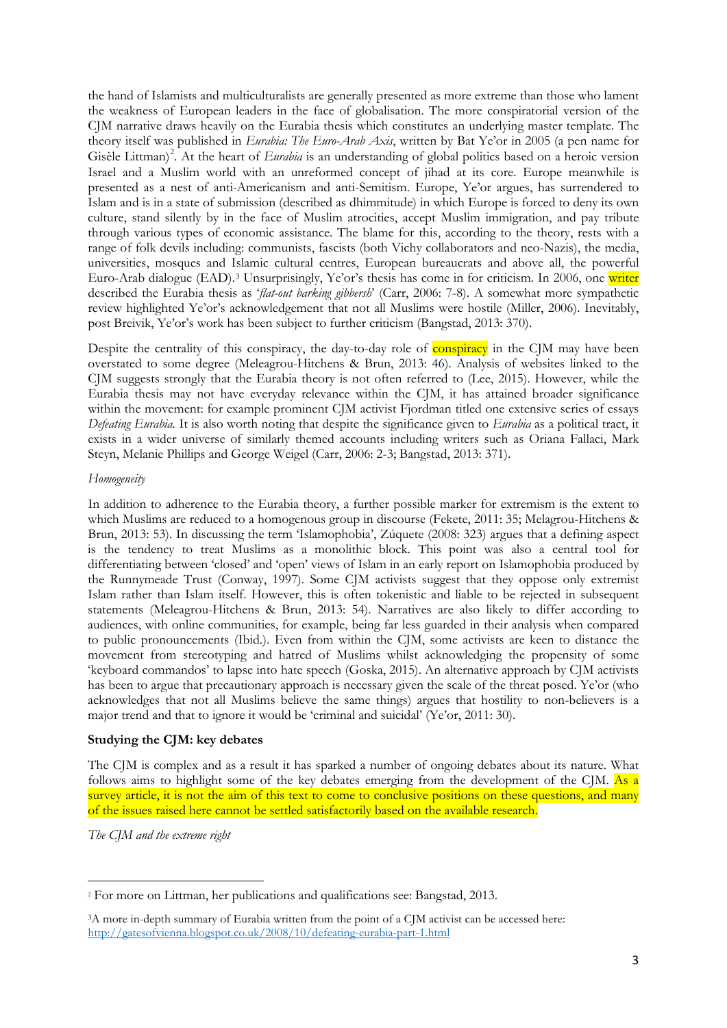the hand of Islamists and multiculturalists are generally presented as more extreme than those who lament the weakness of European leaders in the face of globalisation. The more conspiratorial version of the CJM narrative draws heavily on the Eurabia thesis which constitutes an underlying master template. The theory itself was published in *Eurabia: The Euro-Arab Axis*, written by Bat Ye'or in 2005 (a pen name for Gisèle Littman)[2]. At the heart of *Eurabia* is an understanding of global politics based on a heroic version Israel and a Muslim world with an unreformed concept of jihad at its core. Europe meanwhile is presented as a nest of anti-Americanism and anti-Semitism. Europe, Ye'or argues, has surrendered to Islam and is in a state of submission (described as dhimmitude) in which Europe is forced to deny its own culture, stand silently by in the face of Muslim atrocities, accept Muslim immigration, and pay tribute through various types of economic assistance. The blame for this, according to the theory, rests with a range of folk devils including: communists, fascists (both Vichy collaborators and neo-Nazis), the media, universities, mosques and Islamic cultural centres, European bureaucrats and above all, the powerful Euro-Arab dialogue (EAD).[3] Unsurprisingly, Ye'or's thesis has come in for criticism. In 2006, one writer described the Eurabia thesis as '*flat-out barking gibberish*' (Carr, 2006: 7-8). A somewhat more sympathetic review highlighted Ye'or's acknowledgement that not all Muslims were hostile (Miller, 2006). Inevitably, post Breivik, Ye'or's work has been subject to further criticism (Bangstad, 2013: 370).

Despite the centrality of this conspiracy, the day-to-day role of conspiracy in the CJM may have been overstated to some degree (Meleagrou-Hitchens & Brun, 2013: 46). Analysis of websites linked to the CJM suggests strongly that the Eurabia theory is not often referred to (Lee, 2015). However, while the Eurabia thesis may not have everyday relevance within the CJM, it has attained broader significance within the movement: for example prominent CJM activist Fjordman titled one extensive series of essays *Defeating Eurabia.* It is also worth noting that despite the significance given to *Eurabia* as a political tract, it exists in a wider universe of similarly themed accounts including writers such as Oriana Fallaci, Mark Steyn, Melanie Phillips and George Weigel (Carr, 2006: 2-3; Bangstad, 2013: 371).

*Homogeneity*

In addition to adherence to the Eurabia theory, a further possible marker for extremism is the extent to which Muslims are reduced to a homogenous group in discourse (Fekete, 2011: 35; Melagrou-Hitchens & Brun, 2013: 53). In discussing the term 'Islamophobia', Zúquete (2008: 323) argues that a defining aspect is the tendency to treat Muslims as a monolithic block. This point was also a central tool for differentiating between 'closed' and 'open' views of Islam in an early report on Islamophobia produced by the Runnymeade Trust (Conway, 1997). Some CJM activists suggest that they oppose only extremist Islam rather than Islam itself. However, this is often tokenistic and liable to be rejected in subsequent statements (Meleagrou-Hitchens & Brun, 2013: 54). Narratives are also likely to differ according to audiences, with online communities, for example, being far less guarded in their analysis when compared to public pronouncements (Ibid.). Even from within the CJM, some activists are keen to distance the movement from stereotyping and hatred of Muslims whilst acknowledging the propensity of some 'keyboard commandos' to lapse into hate speech (Goska, 2015). An alternative approach by CJM activists has been to argue that precautionary approach is necessary given the scale of the threat posed. Ye'or (who acknowledges that not all Muslims believe the same things) argues that hostility to non-believers is a major trend and that to ignore it would be 'criminal and suicidal' (Ye'or, 2011: 30).

**Studying the CJM: key debates**

The CJM is complex and as a result it has sparked a number of ongoing debates about its nature. What follows aims to highlight some of the key debates emerging from the development of the CJM. As a survey article, it is not the aim of this text to come to conclusive positions on these questions, and many of the issues raised here cannot be settled satisfactorily based on the available research.

*The CJM and the extreme right*

---

[2] For more on Littman, her publications and qualifications see: Bangstad, 2013.

[3] A more in-depth summary of Eurabia written from the point of a CJM activist can be accessed here: http://gatesofvienna.blogspot.co.uk/2008/10/defeating-eurabia-part-1.html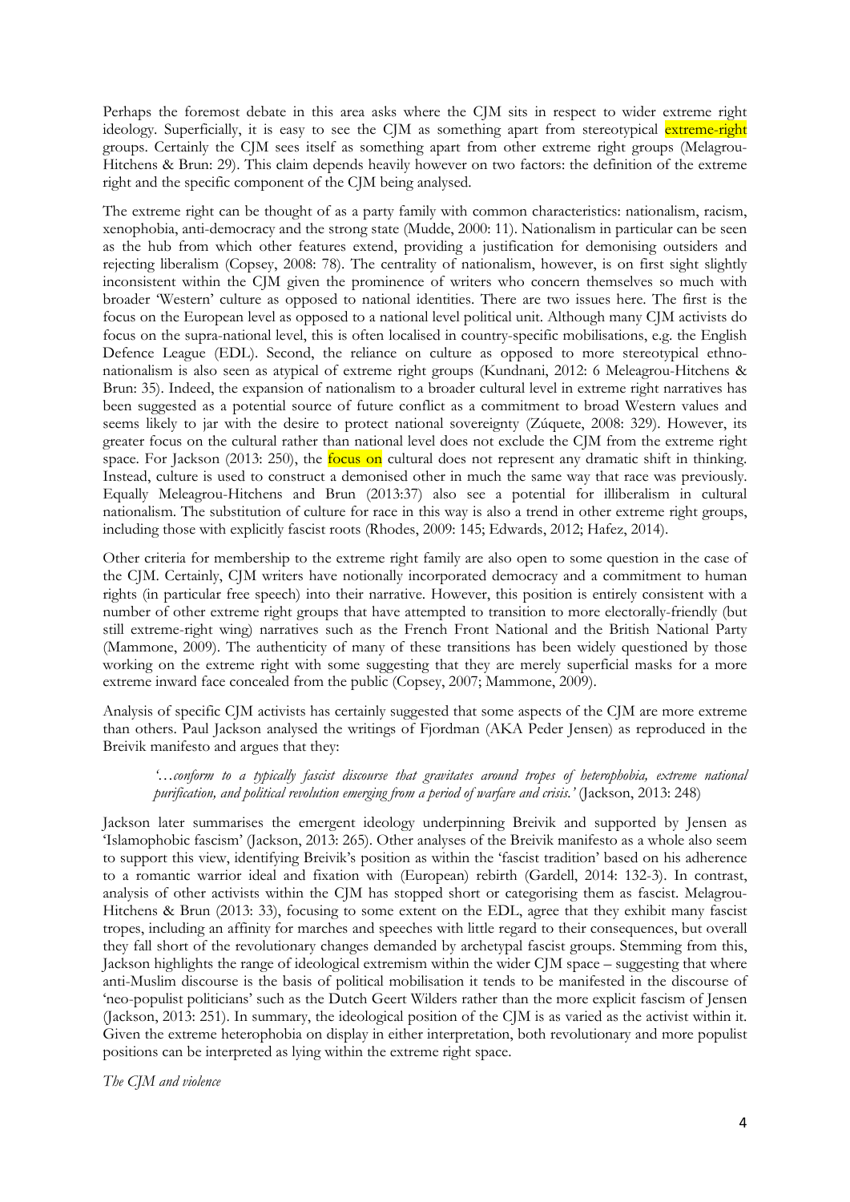Perhaps the foremost debate in this area asks where the CJM sits in respect to wider extreme right ideology. Superficially, it is easy to see the CJM as something apart from stereotypical extreme-right groups. Certainly the CJM sees itself as something apart from other extreme right groups (Melagrou-Hitchens & Brun: 29). This claim depends heavily however on two factors: the definition of the extreme right and the specific component of the CJM being analysed.

The extreme right can be thought of as a party family with common characteristics: nationalism, racism, xenophobia, anti-democracy and the strong state (Mudde, 2000: 11). Nationalism in particular can be seen as the hub from which other features extend, providing a justification for demonising outsiders and rejecting liberalism (Copsey, 2008: 78). The centrality of nationalism, however, is on first sight slightly inconsistent within the CJM given the prominence of writers who concern themselves so much with broader 'Western' culture as opposed to national identities. There are two issues here. The first is the focus on the European level as opposed to a national level political unit. Although many CJM activists do focus on the supra-national level, this is often localised in country-specific mobilisations, e.g. the English Defence League (EDL). Second, the reliance on culture as opposed to more stereotypical ethno-nationalism is also seen as atypical of extreme right groups (Kundnani, 2012: 6 Meleagrou-Hitchens & Brun: 35). Indeed, the expansion of nationalism to a broader cultural level in extreme right narratives has been suggested as a potential source of future conflict as a commitment to broad Western values and seems likely to jar with the desire to protect national sovereignty (Zúquete, 2008: 329). However, its greater focus on the cultural rather than national level does not exclude the CJM from the extreme right space. For Jackson (2013: 250), the focus on cultural does not represent any dramatic shift in thinking. Instead, culture is used to construct a demonised other in much the same way that race was previously. Equally Meleagrou-Hitchens and Brun (2013:37) also see a potential for illiberalism in cultural nationalism. The substitution of culture for race in this way is also a trend in other extreme right groups, including those with explicitly fascist roots (Rhodes, 2009: 145; Edwards, 2012; Hafez, 2014).

Other criteria for membership to the extreme right family are also open to some question in the case of the CJM. Certainly, CJM writers have notionally incorporated democracy and a commitment to human rights (in particular free speech) into their narrative. However, this position is entirely consistent with a number of other extreme right groups that have attempted to transition to more electorally-friendly (but still extreme-right wing) narratives such as the French Front National and the British National Party (Mammone, 2009). The authenticity of many of these transitions has been widely questioned by those working on the extreme right with some suggesting that they are merely superficial masks for a more extreme inward face concealed from the public (Copsey, 2007; Mammone, 2009).

Analysis of specific CJM activists has certainly suggested that some aspects of the CJM are more extreme than others. Paul Jackson analysed the writings of Fjordman (AKA Peder Jensen) as reproduced in the Breivik manifesto and argues that they:

> *'…conform to a typically fascist discourse that gravitates around tropes of heterophobia, extreme national purification, and political revolution emerging from a period of warfare and crisis.'* (Jackson, 2013: 248)

Jackson later summarises the emergent ideology underpinning Breivik and supported by Jensen as 'Islamophobic fascism' (Jackson, 2013: 265). Other analyses of the Breivik manifesto as a whole also seem to support this view, identifying Breivik's position as within the 'fascist tradition' based on his adherence to a romantic warrior ideal and fixation with (European) rebirth (Gardell, 2014: 132-3). In contrast, analysis of other activists within the CJM has stopped short or categorising them as fascist. Melagrou-Hitchens & Brun (2013: 33), focusing to some extent on the EDL, agree that they exhibit many fascist tropes, including an affinity for marches and speeches with little regard to their consequences, but overall they fall short of the revolutionary changes demanded by archetypal fascist groups. Stemming from this, Jackson highlights the range of ideological extremism within the wider CJM space – suggesting that where anti-Muslim discourse is the basis of political mobilisation it tends to be manifested in the discourse of 'neo-populist politicians' such as the Dutch Geert Wilders rather than the more explicit fascism of Jensen (Jackson, 2013: 251). In summary, the ideological position of the CJM is as varied as the activist within it. Given the extreme heterophobia on display in either interpretation, both revolutionary and more populist positions can be interpreted as lying within the extreme right space.

*The CJM and violence*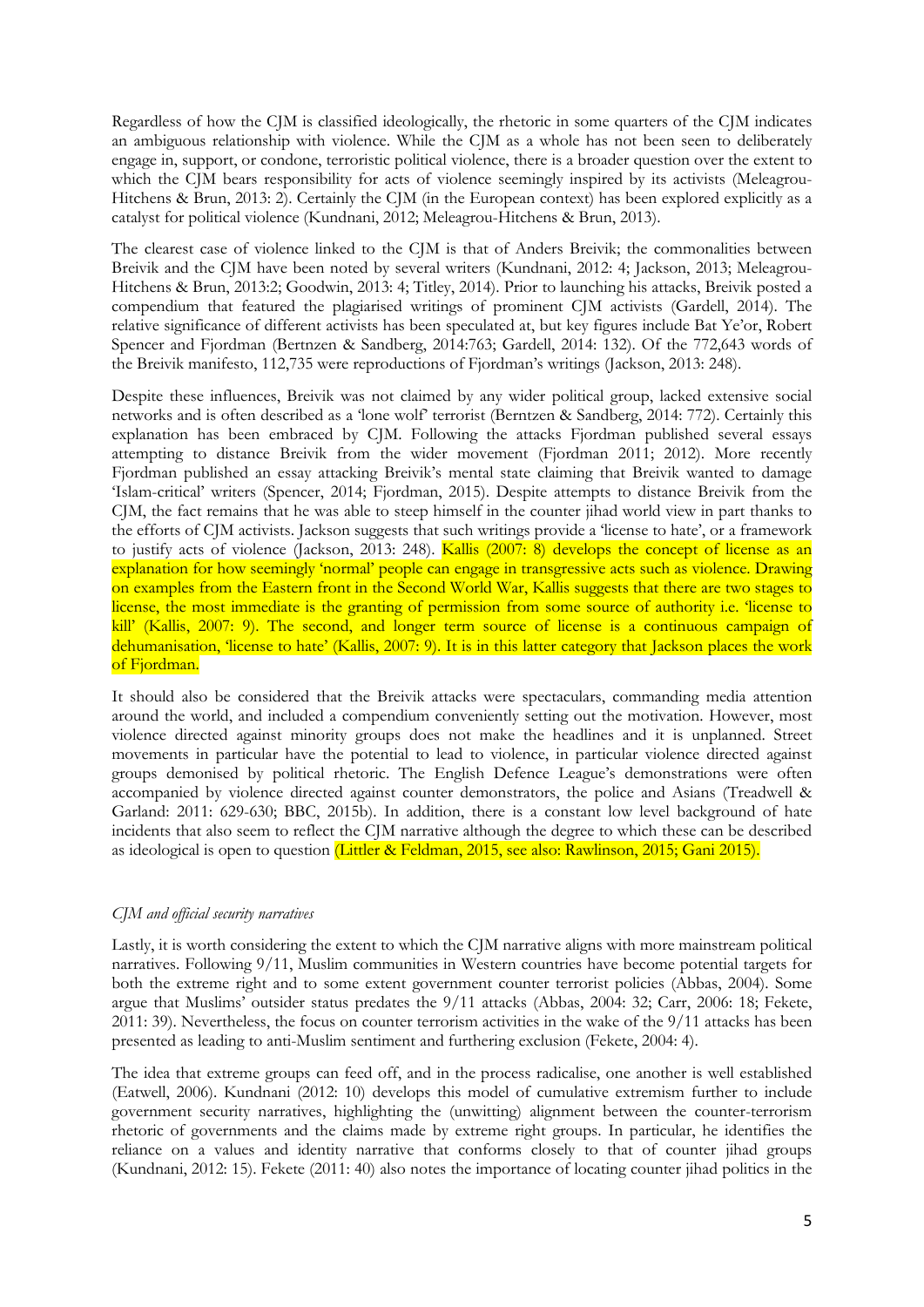Regardless of how the CJM is classified ideologically, the rhetoric in some quarters of the CJM indicates an ambiguous relationship with violence. While the CJM as a whole has not been seen to deliberately engage in, support, or condone, terroristic political violence, there is a broader question over the extent to which the CJM bears responsibility for acts of violence seemingly inspired by its activists (Meleagrou-Hitchens & Brun, 2013: 2). Certainly the CJM (in the European context) has been explored explicitly as a catalyst for political violence (Kundnani, 2012; Meleagrou-Hitchens & Brun, 2013).

The clearest case of violence linked to the CJM is that of Anders Breivik; the commonalities between Breivik and the CJM have been noted by several writers (Kundnani, 2012: 4; Jackson, 2013; Meleagrou-Hitchens & Brun, 2013:2; Goodwin, 2013: 4; Titley, 2014). Prior to launching his attacks, Breivik posted a compendium that featured the plagiarised writings of prominent CJM activists (Gardell, 2014). The relative significance of different activists has been speculated at, but key figures include Bat Ye'or, Robert Spencer and Fjordman (Bertnzen & Sandberg, 2014:763; Gardell, 2014: 132). Of the 772,643 words of the Breivik manifesto, 112,735 were reproductions of Fjordman's writings (Jackson, 2013: 248).

Despite these influences, Breivik was not claimed by any wider political group, lacked extensive social networks and is often described as a 'lone wolf' terrorist (Berntzen & Sandberg, 2014: 772). Certainly this explanation has been embraced by CJM. Following the attacks Fjordman published several essays attempting to distance Breivik from the wider movement (Fjordman 2011; 2012). More recently Fjordman published an essay attacking Breivik's mental state claiming that Breivik wanted to damage 'Islam-critical' writers (Spencer, 2014; Fjordman, 2015). Despite attempts to distance Breivik from the CJM, the fact remains that he was able to steep himself in the counter jihad world view in part thanks to the efforts of CJM activists. Jackson suggests that such writings provide a 'license to hate', or a framework to justify acts of violence (Jackson, 2013: 248). Kallis (2007: 8) develops the concept of license as an explanation for how seemingly 'normal' people can engage in transgressive acts such as violence. Drawing on examples from the Eastern front in the Second World War, Kallis suggests that there are two stages to license, the most immediate is the granting of permission from some source of authority i.e. 'license to kill' (Kallis, 2007: 9). The second, and longer term source of license is a continuous campaign of dehumanisation, 'license to hate' (Kallis, 2007: 9). It is in this latter category that Jackson places the work of Fjordman.

It should also be considered that the Breivik attacks were spectaculars, commanding media attention around the world, and included a compendium conveniently setting out the motivation. However, most violence directed against minority groups does not make the headlines and it is unplanned. Street movements in particular have the potential to lead to violence, in particular violence directed against groups demonised by political rhetoric. The English Defence League's demonstrations were often accompanied by violence directed against counter demonstrators, the police and Asians (Treadwell & Garland: 2011: 629-630; BBC, 2015b). In addition, there is a constant low level background of hate incidents that also seem to reflect the CJM narrative although the degree to which these can be described as ideological is open to question (Littler & Feldman, 2015, see also: Rawlinson, 2015; Gani 2015).

*CJM and official security narratives*

Lastly, it is worth considering the extent to which the CJM narrative aligns with more mainstream political narratives. Following 9/11, Muslim communities in Western countries have become potential targets for both the extreme right and to some extent government counter terrorist policies (Abbas, 2004). Some argue that Muslims' outsider status predates the 9/11 attacks (Abbas, 2004: 32; Carr, 2006: 18; Fekete, 2011: 39). Nevertheless, the focus on counter terrorism activities in the wake of the 9/11 attacks has been presented as leading to anti-Muslim sentiment and furthering exclusion (Fekete, 2004: 4).

The idea that extreme groups can feed off, and in the process radicalise, one another is well established (Eatwell, 2006). Kundnani (2012: 10) develops this model of cumulative extremism further to include government security narratives, highlighting the (unwitting) alignment between the counter-terrorism rhetoric of governments and the claims made by extreme right groups. In particular, he identifies the reliance on a values and identity narrative that conforms closely to that of counter jihad groups (Kundnani, 2012: 15). Fekete (2011: 40) also notes the importance of locating counter jihad politics in the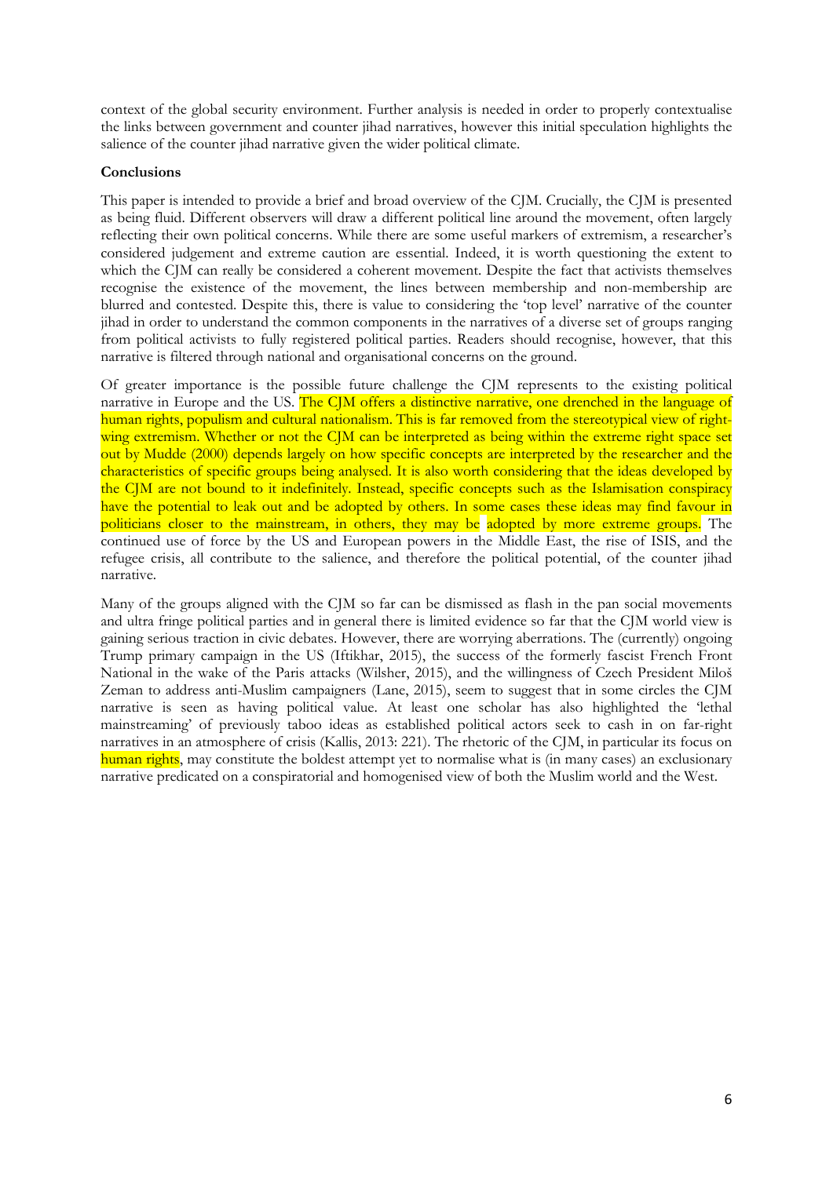context of the global security environment. Further analysis is needed in order to properly contextualise the links between government and counter jihad narratives, however this initial speculation highlights the salience of the counter jihad narrative given the wider political climate.

**Conclusions**

This paper is intended to provide a brief and broad overview of the CJM. Crucially, the CJM is presented as being fluid. Different observers will draw a different political line around the movement, often largely reflecting their own political concerns. While there are some useful markers of extremism, a researcher's considered judgement and extreme caution are essential. Indeed, it is worth questioning the extent to which the CJM can really be considered a coherent movement. Despite the fact that activists themselves recognise the existence of the movement, the lines between membership and non-membership are blurred and contested. Despite this, there is value to considering the 'top level' narrative of the counter jihad in order to understand the common components in the narratives of a diverse set of groups ranging from political activists to fully registered political parties. Readers should recognise, however, that this narrative is filtered through national and organisational concerns on the ground.

Of greater importance is the possible future challenge the CJM represents to the existing political narrative in Europe and the US. The CJM offers a distinctive narrative, one drenched in the language of human rights, populism and cultural nationalism. This is far removed from the stereotypical view of right-wing extremism. Whether or not the CJM can be interpreted as being within the extreme right space set out by Mudde (2000) depends largely on how specific concepts are interpreted by the researcher and the characteristics of specific groups being analysed. It is also worth considering that the ideas developed by the CJM are not bound to it indefinitely. Instead, specific concepts such as the Islamisation conspiracy have the potential to leak out and be adopted by others. In some cases these ideas may find favour in politicians closer to the mainstream, in others, they may be adopted by more extreme groups. The continued use of force by the US and European powers in the Middle East, the rise of ISIS, and the refugee crisis, all contribute to the salience, and therefore the political potential, of the counter jihad narrative.

Many of the groups aligned with the CJM so far can be dismissed as flash in the pan social movements and ultra fringe political parties and in general there is limited evidence so far that the CJM world view is gaining serious traction in civic debates. However, there are worrying aberrations. The (currently) ongoing Trump primary campaign in the US (Iftikhar, 2015), the success of the formerly fascist French Front National in the wake of the Paris attacks (Wilsher, 2015), and the willingness of Czech President Miloš Zeman to address anti-Muslim campaigners (Lane, 2015), seem to suggest that in some circles the CJM narrative is seen as having political value. At least one scholar has also highlighted the 'lethal mainstreaming' of previously taboo ideas as established political actors seek to cash in on far-right narratives in an atmosphere of crisis (Kallis, 2013: 221). The rhetoric of the CJM, in particular its focus on human rights, may constitute the boldest attempt yet to normalise what is (in many cases) an exclusionary narrative predicated on a conspiratorial and homogenised view of both the Muslim world and the West.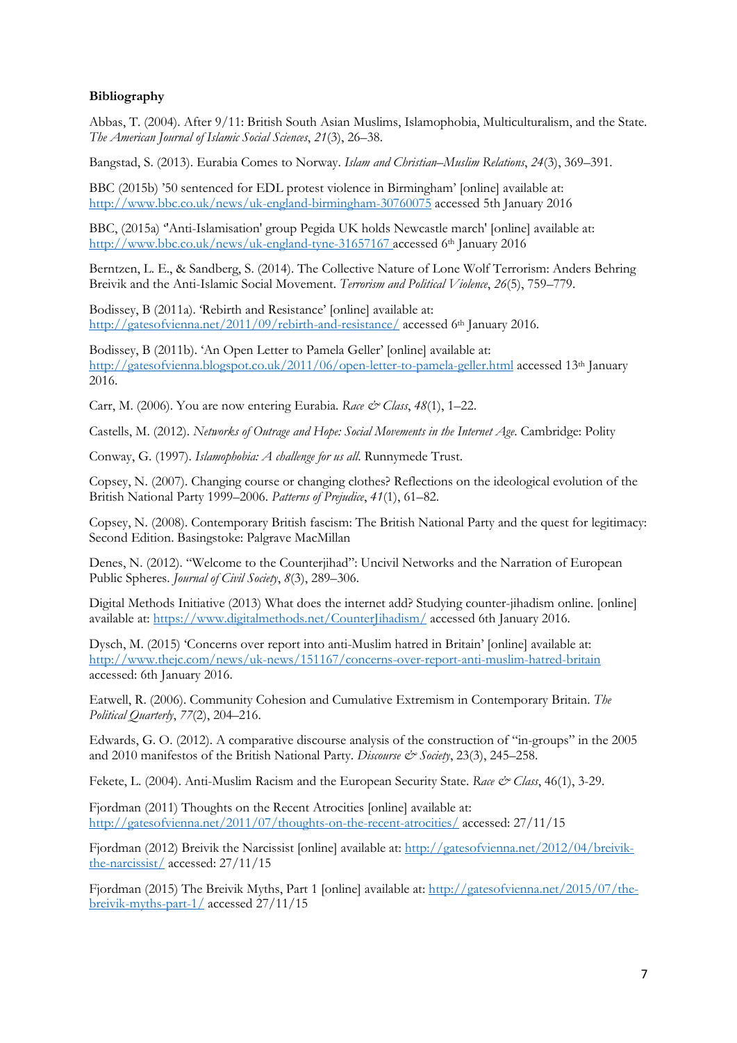**Bibliography**

Abbas, T. (2004). After 9/11: British South Asian Muslims, Islamophobia, Multiculturalism, and the State. *The American Journal of Islamic Social Sciences*, *21*(3), 26–38.

Bangstad, S. (2013). Eurabia Comes to Norway. *Islam and Christian–Muslim Relations*, *24*(3), 369–391.

BBC (2015b) '50 sentenced for EDL protest violence in Birmingham' [online] available at: http://www.bbc.co.uk/news/uk-england-birmingham-30760075 accessed 5th January 2016

BBC, (2015a) ''Anti-Islamisation' group Pegida UK holds Newcastle march' [online] available at: http://www.bbc.co.uk/news/uk-england-tyne-31657167 accessed 6th January 2016

Berntzen, L. E., & Sandberg, S. (2014). The Collective Nature of Lone Wolf Terrorism: Anders Behring Breivik and the Anti-Islamic Social Movement. *Terrorism and Political Violence*, *26*(5), 759–779.

Bodissey, B (2011a). 'Rebirth and Resistance' [online] available at: http://gatesofvienna.net/2011/09/rebirth-and-resistance/ accessed 6th January 2016.

Bodissey, B (2011b). 'An Open Letter to Pamela Geller' [online] available at: http://gatesofvienna.blogspot.co.uk/2011/06/open-letter-to-pamela-geller.html accessed 13th January 2016.

Carr, M. (2006). You are now entering Eurabia. *Race & Class*, *48*(1), 1–22.

Castells, M. (2012). *Networks of Outrage and Hope: Social Movements in the Internet Age*. Cambridge: Polity

Conway, G. (1997). *Islamophobia: A challenge for us all.* Runnymede Trust.

Copsey, N. (2007). Changing course or changing clothes? Reflections on the ideological evolution of the British National Party 1999–2006. *Patterns of Prejudice*, *41*(1), 61–82.

Copsey, N. (2008). Contemporary British fascism: The British National Party and the quest for legitimacy: Second Edition. Basingstoke: Palgrave MacMillan

Denes, N. (2012). "Welcome to the Counterjihad": Uncivil Networks and the Narration of European Public Spheres. *Journal of Civil Society*, *8*(3), 289–306.

Digital Methods Initiative (2013) What does the internet add? Studying counter-jihadism online. [online] available at: https://www.digitalmethods.net/CounterJihadism/ accessed 6th January 2016.

Dysch, M. (2015) 'Concerns over report into anti-Muslim hatred in Britain' [online] available at: http://www.thejc.com/news/uk-news/151167/concerns-over-report-anti-muslim-hatred-britain accessed: 6th January 2016.

Eatwell, R. (2006). Community Cohesion and Cumulative Extremism in Contemporary Britain. *The Political Quarterly*, *77*(2), 204–216.

Edwards, G. O. (2012). A comparative discourse analysis of the construction of "in-groups" in the 2005 and 2010 manifestos of the British National Party. *Discourse & Society*, 23(3), 245–258.

Fekete, L. (2004). Anti-Muslim Racism and the European Security State. *Race & Class*, 46(1), 3-29.

Fjordman (2011) Thoughts on the Recent Atrocities [online] available at: http://gatesofvienna.net/2011/07/thoughts-on-the-recent-atrocities/ accessed: 27/11/15

Fjordman (2012) Breivik the Narcissist [online] available at: http://gatesofvienna.net/2012/04/breivik-the-narcissist/ accessed: 27/11/15

Fjordman (2015) The Breivik Myths, Part 1 [online] available at: http://gatesofvienna.net/2015/07/the-breivik-myths-part-1/ accessed 27/11/15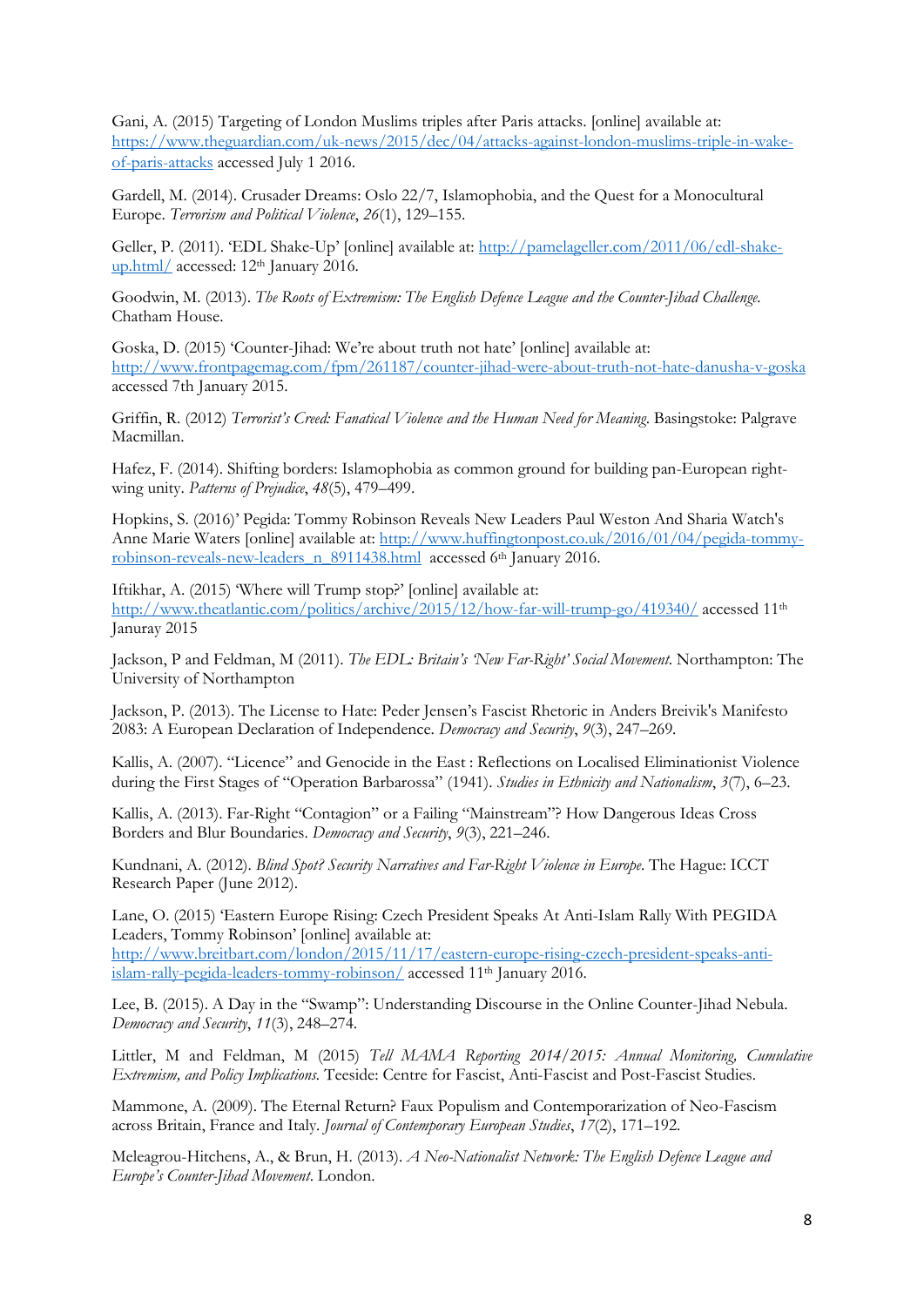Gani, A. (2015) Targeting of London Muslims triples after Paris attacks. [online] available at: https://www.theguardian.com/uk-news/2015/dec/04/attacks-against-london-muslims-triple-in-wake-of-paris-attacks accessed July 1 2016.

Gardell, M. (2014). Crusader Dreams: Oslo 22/7, Islamophobia, and the Quest for a Monocultural Europe. *Terrorism and Political Violence*, *26*(1), 129–155.

Geller, P. (2011). 'EDL Shake-Up' [online] available at: http://pamelageller.com/2011/06/edl-shake-up.html/ accessed: 12th January 2016.

Goodwin, M. (2013). *The Roots of Extremism: The English Defence League and the Counter-Jihad Challenge*. Chatham House.

Goska, D. (2015) 'Counter-Jihad: We're about truth not hate' [online] available at: http://www.frontpagemag.com/fpm/261187/counter-jihad-were-about-truth-not-hate-danusha-v-goska accessed 7th January 2015.

Griffin, R. (2012) *Terrorist's Creed: Fanatical Violence and the Human Need for Meaning*. Basingstoke: Palgrave Macmillan.

Hafez, F. (2014). Shifting borders: Islamophobia as common ground for building pan-European right-wing unity. *Patterns of Prejudice*, *48*(5), 479–499.

Hopkins, S. (2016)' Pegida: Tommy Robinson Reveals New Leaders Paul Weston And Sharia Watch's Anne Marie Waters [online] available at: http://www.huffingtonpost.co.uk/2016/01/04/pegida-tommy-robinson-reveals-new-leaders_n_8911438.html accessed 6th January 2016.

Iftikhar, A. (2015) 'Where will Trump stop?' [online] available at: http://www.theatlantic.com/politics/archive/2015/12/how-far-will-trump-go/419340/ accessed 11th Januray 2015

Jackson, P and Feldman, M (2011). *The EDL: Britain's 'New Far-Right' Social Movement*. Northampton: The University of Northampton

Jackson, P. (2013). The License to Hate: Peder Jensen's Fascist Rhetoric in Anders Breivik's Manifesto 2083: A European Declaration of Independence. *Democracy and Security*, *9*(3), 247–269.

Kallis, A. (2007). "Licence" and Genocide in the East : Reflections on Localised Eliminationist Violence during the First Stages of "Operation Barbarossa" (1941). *Studies in Ethnicity and Nationalism*, *3*(7), 6–23.

Kallis, A. (2013). Far-Right "Contagion" or a Failing "Mainstream"? How Dangerous Ideas Cross Borders and Blur Boundaries. *Democracy and Security*, *9*(3), 221–246.

Kundnani, A. (2012). *Blind Spot? Security Narratives and Far-Right Violence in Europe*. The Hague: ICCT Research Paper (June 2012).

Lane, O. (2015) 'Eastern Europe Rising: Czech President Speaks At Anti-Islam Rally With PEGIDA Leaders, Tommy Robinson' [online] available at: http://www.breitbart.com/london/2015/11/17/eastern-europe-rising-czech-president-speaks-anti-islam-rally-pegida-leaders-tommy-robinson/ accessed 11th January 2016.

Lee, B. (2015). A Day in the "Swamp": Understanding Discourse in the Online Counter-Jihad Nebula. *Democracy and Security*, *11*(3), 248–274.

Littler, M and Feldman, M (2015) *Tell MAMA Reporting 2014/2015: Annual Monitoring, Cumulative Extremism, and Policy Implications*. Teeside: Centre for Fascist, Anti-Fascist and Post-Fascist Studies.

Mammone, A. (2009). The Eternal Return? Faux Populism and Contemporarization of Neo-Fascism across Britain, France and Italy. *Journal of Contemporary European Studies*, *17*(2), 171–192.

Meleagrou-Hitchens, A., & Brun, H. (2013). *A Neo-Nationalist Network: The English Defence League and Europe's Counter-Jihad Movement*. London.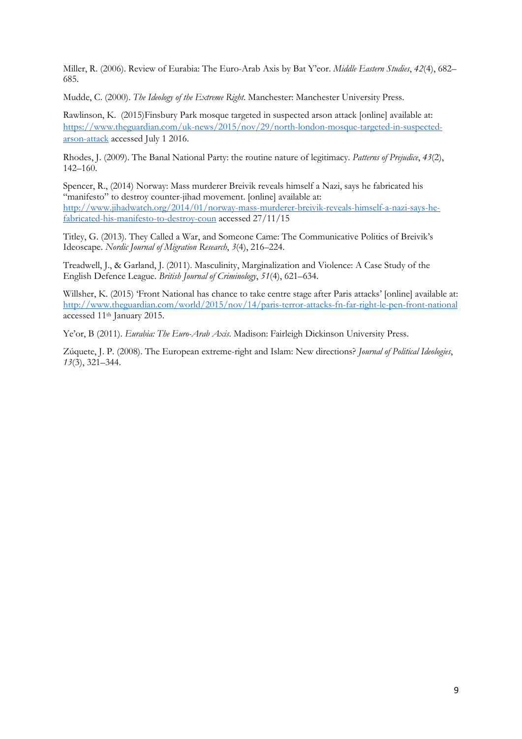Miller, R. (2006). Review of Eurabia: The Euro-Arab Axis by Bat Y'eor. *Middle Eastern Studies*, *42*(4), 682–685.

Mudde, C. (2000). *The Ideology of the Extreme Right*. Manchester: Manchester University Press.

Rawlinson, K. (2015)Finsbury Park mosque targeted in suspected arson attack [online] available at: https://www.theguardian.com/uk-news/2015/nov/29/north-london-mosque-targeted-in-suspected-arson-attack accessed July 1 2016.

Rhodes, J. (2009). The Banal National Party: the routine nature of legitimacy. *Patterns of Prejudice*, *43*(2), 142–160.

Spencer, R., (2014) Norway: Mass murderer Breivik reveals himself a Nazi, says he fabricated his "manifesto" to destroy counter-jihad movement. [online] available at: http://www.jihadwatch.org/2014/01/norway-mass-murderer-breivik-reveals-himself-a-nazi-says-he-fabricated-his-manifesto-to-destroy-coun accessed 27/11/15

Titley, G. (2013). They Called a War, and Someone Came: The Communicative Politics of Breivik's Ideoscape. *Nordic Journal of Migration Research*, *3*(4), 216–224.

Treadwell, J., & Garland, J. (2011). Masculinity, Marginalization and Violence: A Case Study of the English Defence League. *British Journal of Criminology*, *51*(4), 621–634.

Willsher, K. (2015) 'Front National has chance to take centre stage after Paris attacks' [online] available at: http://www.theguardian.com/world/2015/nov/14/paris-terror-attacks-fn-far-right-le-pen-front-national accessed 11th January 2015.

Ye'or, B (2011). *Eurabia: The Euro-Arab Axis*. Madison: Fairleigh Dickinson University Press.

Zúquete, J. P. (2008). The European extreme-right and Islam: New directions? *Journal of Political Ideologies*, *13*(3), 321–344.